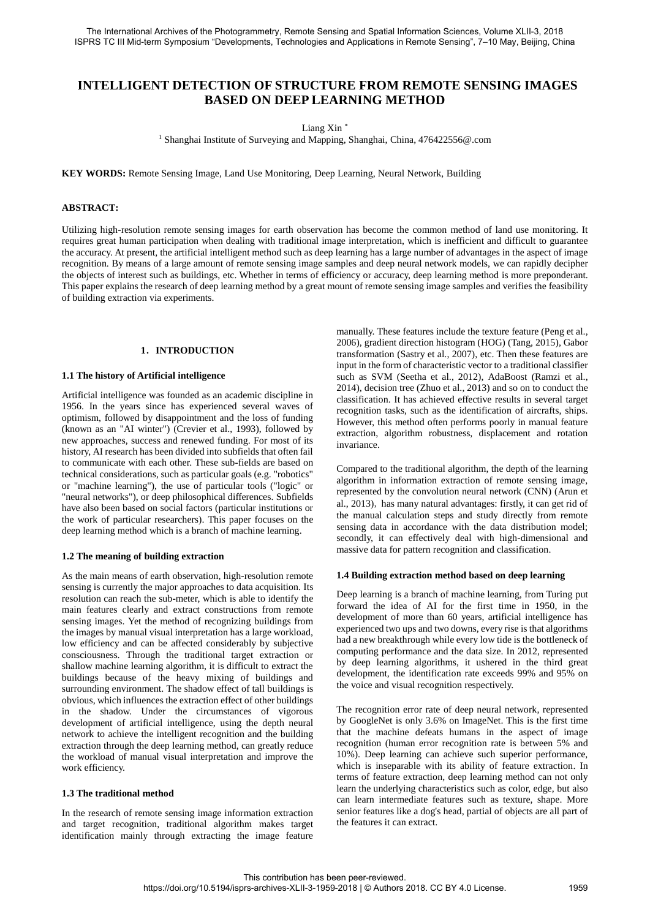# INTELLIGENT DETECTION OF STRUCTURE FROM REMOTE SENSING IMAGES BASED ON DEEP LEARNING METHOD

Liang Xin *

[1] Shanghai Institute of Surveying and Mapping, Shanghai, China, 476422556@.com

**KEY WORDS:** Remote Sensing Image, Land Use Monitoring, Deep Learning, Neural Network, Building

## ABSTRACT:

Utilizing high-resolution remote sensing images for earth observation has become the common method of land use monitoring. It requires great human participation when dealing with traditional image interpretation, which is inefficient and difficult to guarantee the accuracy. At present, the artificial intelligent method such as deep learning has a large number of advantages in the aspect of image recognition. By means of a large amount of remote sensing image samples and deep neural network models, we can rapidly decipher the objects of interest such as buildings, etc. Whether in terms of efficiency or accuracy, deep learning method is more preponderant. This paper explains the research of deep learning method by a great mount of remote sensing image samples and verifies the feasibility of building extraction via experiments.

## 1. INTRODUCTION

### 1.1 The history of Artificial intelligence

Artificial intelligence was founded as an academic discipline in 1956. In the years since has experienced several waves of optimism, followed by disappointment and the loss of funding (known as an "AI winter") (Crevier et al., 1993), followed by new approaches, success and renewed funding. For most of its history, AI research has been divided into subfields that often fail to communicate with each other. These sub-fields are based on technical considerations, such as particular goals (e.g. "robotics" or "machine learning"), the use of particular tools ("logic" or "neural networks"), or deep philosophical differences. Subfields have also been based on social factors (particular institutions or the work of particular researchers). This paper focuses on the deep learning method which is a branch of machine learning.

### 1.2 The meaning of building extraction

As the main means of earth observation, high-resolution remote sensing is currently the major approaches to data acquisition. Its resolution can reach the sub-meter, which is able to identify the main features clearly and extract constructions from remote sensing images. Yet the method of recognizing buildings from the images by manual visual interpretation has a large workload, low efficiency and can be affected considerably by subjective consciousness. Through the traditional target extraction or shallow machine learning algorithm, it is difficult to extract the buildings because of the heavy mixing of buildings and surrounding environment. The shadow effect of tall buildings is obvious, which influences the extraction effect of other buildings in the shadow. Under the circumstances of vigorous development of artificial intelligence, using the depth neural network to achieve the intelligent recognition and the building extraction through the deep learning method, can greatly reduce the workload of manual visual interpretation and improve the work efficiency.

### 1.3 The traditional method

In the research of remote sensing image information extraction and target recognition, traditional algorithm makes target identification mainly through extracting the image feature manually. These features include the texture feature (Peng et al., 2006), gradient direction histogram (HOG) (Tang, 2015), Gabor transformation (Sastry et al., 2007), etc. Then these features are input in the form of characteristic vector to a traditional classifier such as SVM (Seetha et al., 2012), AdaBoost (Ramzi et al., 2014), decision tree (Zhuo et al., 2013) and so on to conduct the classification. It has achieved effective results in several target recognition tasks, such as the identification of aircrafts, ships. However, this method often performs poorly in manual feature extraction, algorithm robustness, displacement and rotation invariance.

Compared to the traditional algorithm, the depth of the learning algorithm in information extraction of remote sensing image, represented by the convolution neural network (CNN) (Arun et al., 2013), has many natural advantages: firstly, it can get rid of the manual calculation steps and study directly from remote sensing data in accordance with the data distribution model; secondly, it can effectively deal with high-dimensional and massive data for pattern recognition and classification.

### 1.4 Building extraction method based on deep learning

Deep learning is a branch of machine learning, from Turing put forward the idea of AI for the first time in 1950, in the development of more than 60 years, artificial intelligence has experienced two ups and two downs, every rise is that algorithms had a new breakthrough while every low tide is the bottleneck of computing performance and the data size. In 2012, represented by deep learning algorithms, it ushered in the third great development, the identification rate exceeds 99% and 95% on the voice and visual recognition respectively.

The recognition error rate of deep neural network, represented by GoogleNet is only 3.6% on ImageNet. This is the first time that the machine defeats humans in the aspect of image recognition (human error recognition rate is between 5% and 10%). Deep learning can achieve such superior performance, which is inseparable with its ability of feature extraction. In terms of feature extraction, deep learning method can not only learn the underlying characteristics such as color, edge, but also can learn intermediate features such as texture, shape. More senior features like a dog's head, partial of objects are all part of the features it can extract.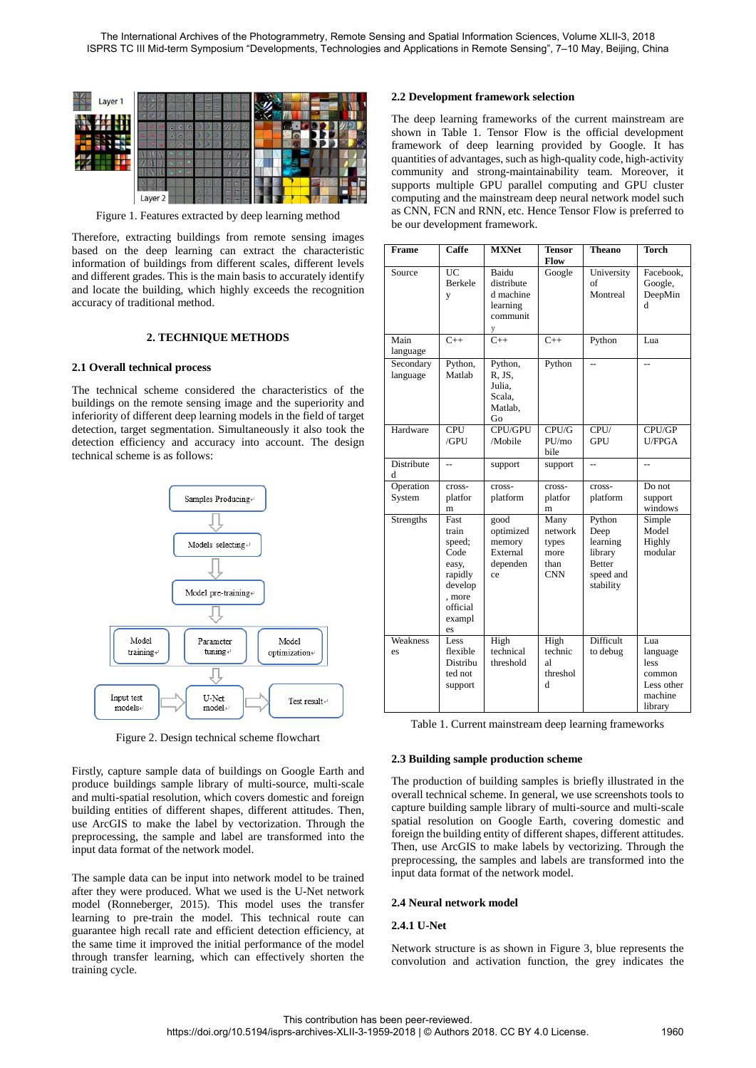Figure 1. Features extracted by deep learning method

Therefore, extracting buildings from remote sensing images based on the deep learning can extract the characteristic information of buildings from different scales, different levels and different grades. This is the main basis to accurately identify and locate the building, which highly exceeds the recognition accuracy of traditional method.

## 2. TECHNIQUE METHODS

### 2.1 Overall technical process

The technical scheme considered the characteristics of the buildings on the remote sensing image and the superiority and inferiority of different deep learning models in the field of target detection, target segmentation. Simultaneously it also took the detection efficiency and accuracy into account. The design technical scheme is as follows:

Figure 2. Design technical scheme flowchart

Firstly, capture sample data of buildings on Google Earth and produce buildings sample library of multi-source, multi-scale and multi-spatial resolution, which covers domestic and foreign building entities of different shapes, different attitudes. Then, use ArcGIS to make the label by vectorization. Through the preprocessing, the sample and label are transformed into the input data format of the network model.

The sample data can be input into network model to be trained after they were produced. What we used is the U-Net network model (Ronneberger, 2015). This model uses the transfer learning to pre-train the model. This technical route can guarantee high recall rate and efficient detection efficiency, at the same time it improved the initial performance of the model through transfer learning, which can effectively shorten the training cycle.

### 2.2 Development framework selection

The deep learning frameworks of the current mainstream are shown in Table 1. Tensor Flow is the official development framework of deep learning provided by Google. It has quantities of advantages, such as high-quality code, high-activity community and strong-maintainability team. Moreover, it supports multiple GPU parallel computing and GPU cluster computing and the mainstream deep neural network model such as CNN, FCN and RNN, etc. Hence Tensor Flow is preferred to be our development framework.

| Frame | Caffe | MXNet | Tensor Flow | Theano | Torch |
|---|---|---|---|---|---|
| Source | UC Berkeley | Baidu distributed machine learning community | Google | University of Montreal | Facebook, Google, DeepMind |
| Main language | C++ | C++ | C++ | Python | Lua |
| Secondary language | Python, Matlab | Python, R, JS, Julia, Scala, Matlab, Go | Python | -- | -- |
| Hardware | CPU /GPU | CPU/GPU /Mobile | CPU/GPU/mobile | CPU/ GPU | CPU/GPU/FPGA |
| Distributed | -- | support | support | -- | -- |
| Operation System | cross-platform | cross-platform | cross-platform | cross-platform | Do not support windows |
| Strengths | Fast train speed; Code easy, rapidly develop, more official examples | good optimized memory External dependence | Many network types more than CNN | Python Deep learning library Better speed and stability | Simple Model Highly modular |
| Weaknesses | Less flexible Distributed not support | High technical threshold | High technical threshold | Difficult to debug | Lua language less common Less other machine library |

Table 1. Current mainstream deep learning frameworks

### 2.3 Building sample production scheme

The production of building samples is briefly illustrated in the overall technical scheme. In general, we use screenshots tools to capture building sample library of multi-source and multi-scale spatial resolution on Google Earth, covering domestic and foreign the building entity of different shapes, different attitudes. Then, use ArcGIS to make labels by vectorizing. Through the preprocessing, the samples and labels are transformed into the input data format of the network model.

### 2.4 Neural network model

#### 2.4.1 U-Net

Network structure is as shown in Figure 3, blue represents the convolution and activation function, the grey indicates the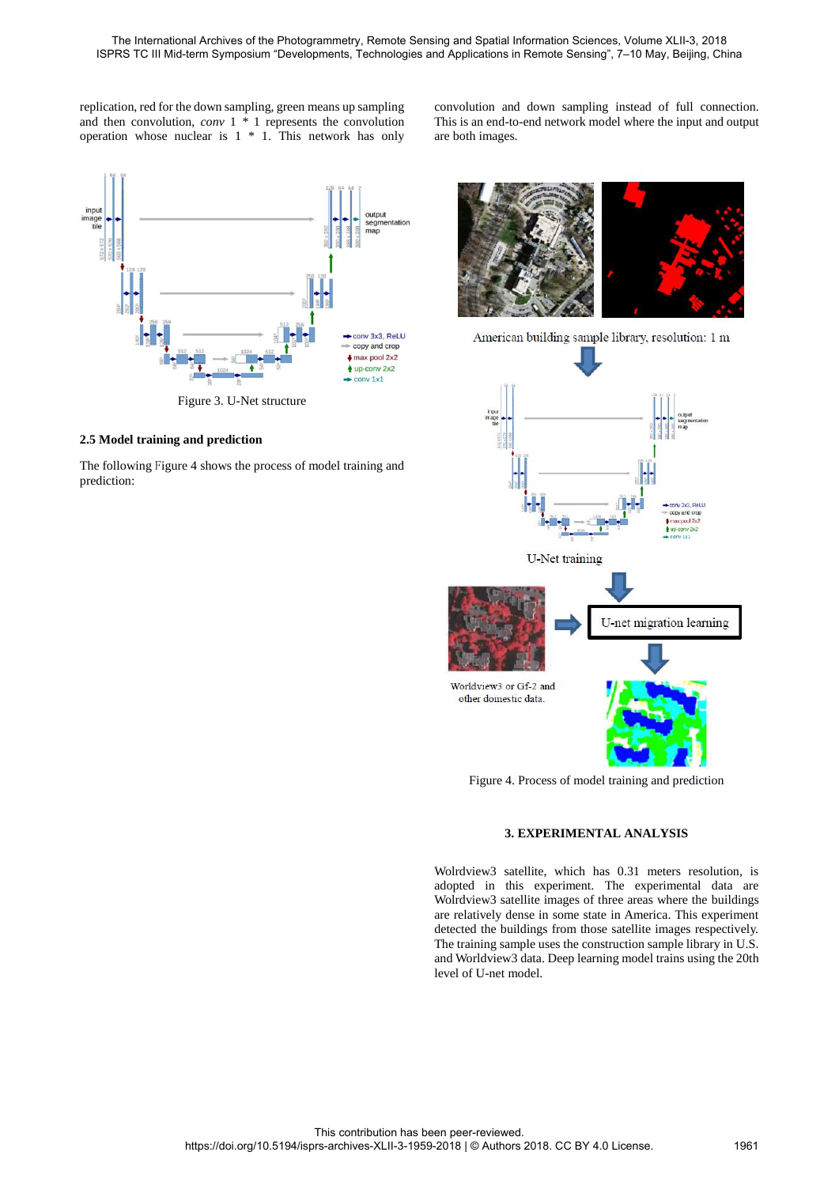replication, red for the down sampling, green means up sampling and then convolution, *conv* 1 * 1 represents the convolution operation whose nuclear is 1 * 1. This network has only convolution and down sampling instead of full connection. This is an end-to-end network model where the input and output are both images.

Figure 3. U-Net structure

## 2.5 Model training and prediction

The following Figure 4 shows the process of model training and prediction:

Figure 4. Process of model training and prediction

# 3. EXPERIMENTAL ANALYSIS

Wolrdview3 satellite, which has 0.31 meters resolution, is adopted in this experiment. The experimental data are Wolrdview3 satellite images of three areas where the buildings are relatively dense in some state in America. This experiment detected the buildings from those satellite images respectively. The training sample uses the construction sample library in U.S. and Worldview3 data. Deep learning model trains using the 20th level of U-net model.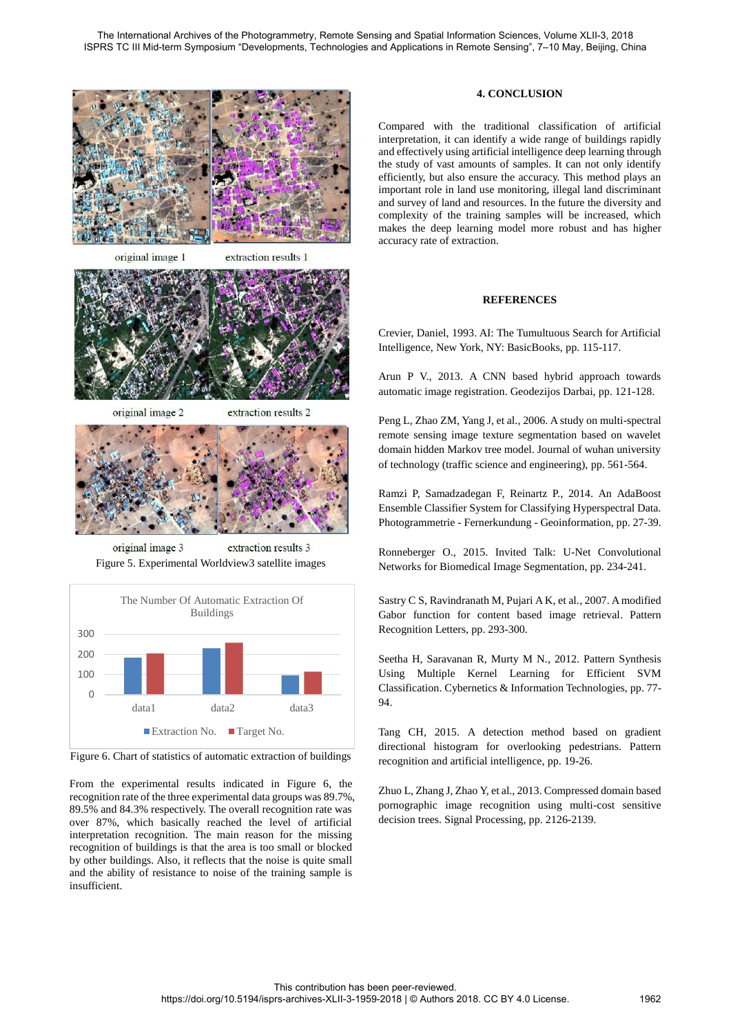original image 1 extraction results 1

original image 2 extraction results 2

original image 3 extraction results 3

Figure 5. Experimental Worldview3 satellite images

The Number Of Automatic Extraction Of Buildings

300
200
100
0

data1 data2 data3

Extraction No. Target No.

Figure 6. Chart of statistics of automatic extraction of buildings

From the experimental results indicated in Figure 6, the recognition rate of the three experimental data groups was 89.7%, 89.5% and 84.3% respectively. The overall recognition rate was over 87%, which basically reached the level of artificial interpretation recognition. The main reason for the missing recognition of buildings is that the area is too small or blocked by other buildings. Also, it reflects that the noise is quite small and the ability of resistance to noise of the training sample is insufficient.

## 4. CONCLUSION

Compared with the traditional classification of artificial interpretation, it can identify a wide range of buildings rapidly and effectively using artificial intelligence deep learning through the study of vast amounts of samples. It can not only identify efficiently, but also ensure the accuracy. This method plays an important role in land use monitoring, illegal land discriminant and survey of land and resources. In the future the diversity and complexity of the training samples will be increased, which makes the deep learning model more robust and has higher accuracy rate of extraction.

## REFERENCES

Crevier, Daniel, 1993. AI: The Tumultuous Search for Artificial Intelligence, New York, NY: BasicBooks, pp. 115-117.

Arun P V., 2013. A CNN based hybrid approach towards automatic image registration. Geodezijos Darbai, pp. 121-128.

Peng L, Zhao ZM, Yang J, et al., 2006. A study on multi-spectral remote sensing image texture segmentation based on wavelet domain hidden Markov tree model. Journal of wuhan university of technology (traffic science and engineering), pp. 561-564.

Ramzi P, Samadzadegan F, Reinartz P., 2014. An AdaBoost Ensemble Classifier System for Classifying Hyperspectral Data. Photogrammetrie - Fernerkundung - Geoinformation, pp. 27-39.

Ronneberger O., 2015. Invited Talk: U-Net Convolutional Networks for Biomedical Image Segmentation, pp. 234-241.

Sastry C S, Ravindranath M, Pujari A K, et al., 2007. A modified Gabor function for content based image retrieval. Pattern Recognition Letters, pp. 293-300.

Seetha H, Saravanan R, Murty M N., 2012. Pattern Synthesis Using Multiple Kernel Learning for Efficient SVM Classification. Cybernetics & Information Technologies, pp. 77-94.

Tang CH, 2015. A detection method based on gradient directional histogram for overlooking pedestrians. Pattern recognition and artificial intelligence, pp. 19-26.

Zhuo L, Zhang J, Zhao Y, et al., 2013. Compressed domain based pornographic image recognition using multi-cost sensitive decision trees. Signal Processing, pp. 2126-2139.